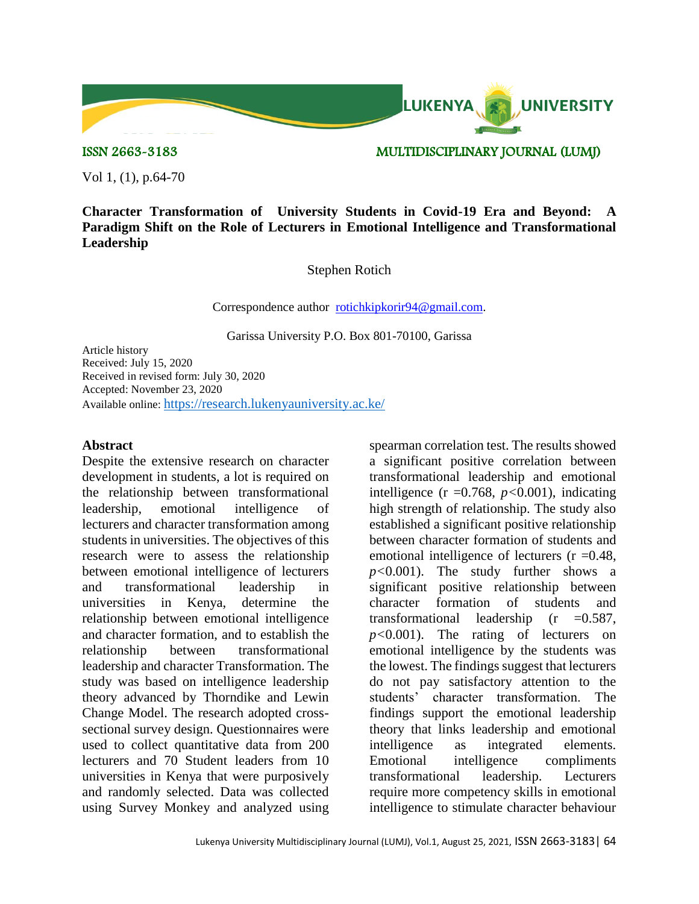ISSN 2663-3183 MULTIDISCIPLINARY JOURNAL (LUMJ)

Vol 1, (1), p.64-70

# Character Transformation of University Students in Covid-19 Era and Beyond: A Paradigm Shift on the Role of Lecturers in Emotional Intelligence and Transformational Leadership

Stephen Rotich

Correspondence author rotichkipkorir94@gmail.com.

Garissa University P.O. Box 801-70100, Garissa

Article history
Received: July 15, 2020
Received in revised form: July 30, 2020
Accepted: November 23, 2020
Available online: https://research.lukenyauniversity.ac.ke/

## Abstract

Despite the extensive research on character development in students, a lot is required on the relationship between transformational leadership, emotional intelligence of lecturers and character transformation among students in universities. The objectives of this research were to assess the relationship between emotional intelligence of lecturers and transformational leadership in universities in Kenya, determine the relationship between emotional intelligence and character formation, and to establish the relationship between transformational leadership and character Transformation. The study was based on intelligence leadership theory advanced by Thorndike and Lewin Change Model. The research adopted cross-sectional survey design. Questionnaires were used to collect quantitative data from 200 lecturers and 70 Student leaders from 10 universities in Kenya that were purposively and randomly selected. Data was collected using Survey Monkey and analyzed using spearman correlation test. The results showed a significant positive correlation between transformational leadership and emotional intelligence ($r = 0.768$, $p < 0.001$), indicating high strength of relationship. The study also established a significant positive relationship between character formation of students and emotional intelligence of lecturers ($r = 0.48$, $p < 0.001$). The study further shows a significant positive relationship between character formation of students and transformational leadership ($r = 0.587$, $p < 0.001$). The rating of lecturers on emotional intelligence by the students was the lowest. The findings suggest that lecturers do not pay satisfactory attention to the students' character transformation. The findings support the emotional leadership theory that links leadership and emotional intelligence as integrated elements. Emotional intelligence compliments transformational leadership. Lecturers require more competency skills in emotional intelligence to stimulate character behaviour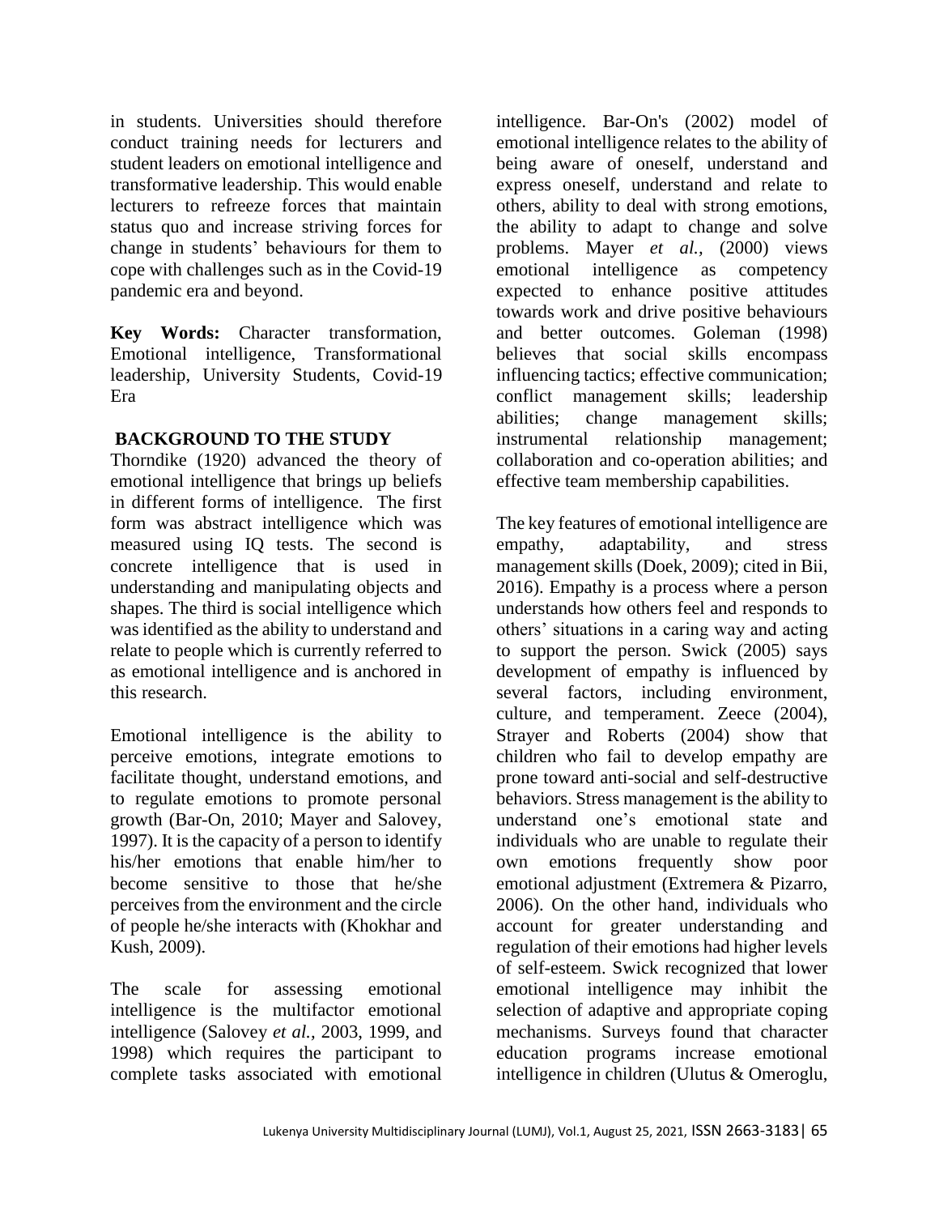in students. Universities should therefore conduct training needs for lecturers and student leaders on emotional intelligence and transformative leadership. This would enable lecturers to refreeze forces that maintain status quo and increase striving forces for change in students' behaviours for them to cope with challenges such as in the Covid-19 pandemic era and beyond.

**Key Words:** Character transformation, Emotional intelligence, Transformational leadership, University Students, Covid-19 Era

## BACKGROUND TO THE STUDY

Thorndike (1920) advanced the theory of emotional intelligence that brings up beliefs in different forms of intelligence. The first form was abstract intelligence which was measured using IQ tests. The second is concrete intelligence that is used in understanding and manipulating objects and shapes. The third is social intelligence which was identified as the ability to understand and relate to people which is currently referred to as emotional intelligence and is anchored in this research.

Emotional intelligence is the ability to perceive emotions, integrate emotions to facilitate thought, understand emotions, and to regulate emotions to promote personal growth (Bar-On, 2010; Mayer and Salovey, 1997). It is the capacity of a person to identify his/her emotions that enable him/her to become sensitive to those that he/she perceives from the environment and the circle of people he/she interacts with (Khokhar and Kush, 2009).

The scale for assessing emotional intelligence is the multifactor emotional intelligence (Salovey *et al.*, 2003, 1999, and 1998) which requires the participant to complete tasks associated with emotional intelligence. Bar-On's (2002) model of emotional intelligence relates to the ability of being aware of oneself, understand and express oneself, understand and relate to others, ability to deal with strong emotions, the ability to adapt to change and solve problems. Mayer *et al.*, (2000) views emotional intelligence as competency expected to enhance positive attitudes towards work and drive positive behaviours and better outcomes. Goleman (1998) believes that social skills encompass influencing tactics; effective communication; conflict management skills; leadership abilities; change management skills; instrumental relationship management; collaboration and co-operation abilities; and effective team membership capabilities.

The key features of emotional intelligence are empathy, adaptability, and stress management skills (Doek, 2009); cited in Bii, 2016). Empathy is a process where a person understands how others feel and responds to others' situations in a caring way and acting to support the person. Swick (2005) says development of empathy is influenced by several factors, including environment, culture, and temperament. Zeece (2004), Strayer and Roberts (2004) show that children who fail to develop empathy are prone toward anti-social and self-destructive behaviors. Stress management is the ability to understand one's emotional state and individuals who are unable to regulate their own emotions frequently show poor emotional adjustment (Extremera & Pizarro, 2006). On the other hand, individuals who account for greater understanding and regulation of their emotions had higher levels of self-esteem. Swick recognized that lower emotional intelligence may inhibit the selection of adaptive and appropriate coping mechanisms. Surveys found that character education programs increase emotional intelligence in children (Ulutus & Omeroglu,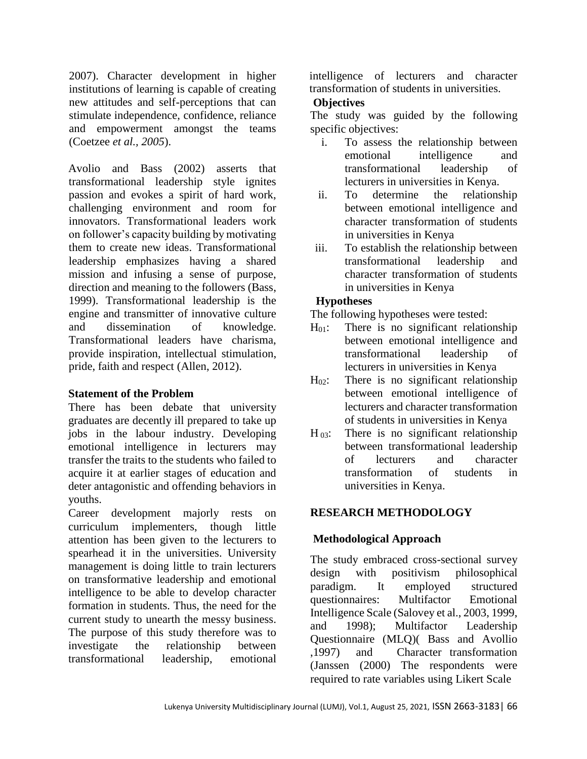2007). Character development in higher institutions of learning is capable of creating new attitudes and self-perceptions that can stimulate independence, confidence, reliance and empowerment amongst the teams (Coetzee *et al., 2005*).

Avolio and Bass (2002) asserts that transformational leadership style ignites passion and evokes a spirit of hard work, challenging environment and room for innovators. Transformational leaders work on follower's capacity building by motivating them to create new ideas. Transformational leadership emphasizes having a shared mission and infusing a sense of purpose, direction and meaning to the followers (Bass, 1999). Transformational leadership is the engine and transmitter of innovative culture and dissemination of knowledge. Transformational leaders have charisma, provide inspiration, intellectual stimulation, pride, faith and respect (Allen, 2012).

### Statement of the Problem

There has been debate that university graduates are decently ill prepared to take up jobs in the labour industry. Developing emotional intelligence in lecturers may transfer the traits to the students who failed to acquire it at earlier stages of education and deter antagonistic and offending behaviors in youths.

Career development majorly rests on curriculum implementers, though little attention has been given to the lecturers to spearhead it in the universities. University management is doing little to train lecturers on transformative leadership and emotional intelligence to be able to develop character formation in students. Thus, the need for the current study to unearth the messy business. The purpose of this study therefore was to investigate the relationship between transformational leadership, emotional intelligence of lecturers and character transformation of students in universities.

### Objectives

The study was guided by the following specific objectives:

i. To assess the relationship between emotional intelligence and transformational leadership of lecturers in universities in Kenya.
ii. To determine the relationship between emotional intelligence and character transformation of students in universities in Kenya
iii. To establish the relationship between transformational leadership and character transformation of students in universities in Kenya

### Hypotheses

The following hypotheses were tested:

$H_{01}$: There is no significant relationship between emotional intelligence and transformational leadership of lecturers in universities in Kenya

$H_{02}$: There is no significant relationship between emotional intelligence of lecturers and character transformation of students in universities in Kenya

$H_{03}$: There is no significant relationship between transformational leadership of lecturers and character transformation of students in universities in Kenya.

## RESEARCH METHODOLOGY

### Methodological Approach

The study embraced cross-sectional survey design with positivism philosophical paradigm. It employed structured questionnaires: Multifactor Emotional Intelligence Scale (Salovey et al., 2003, 1999, and 1998); Multifactor Leadership Questionnaire (MLQ)( Bass and Avollio ,1997) and Character transformation (Janssen (2000) The respondents were required to rate variables using Likert Scale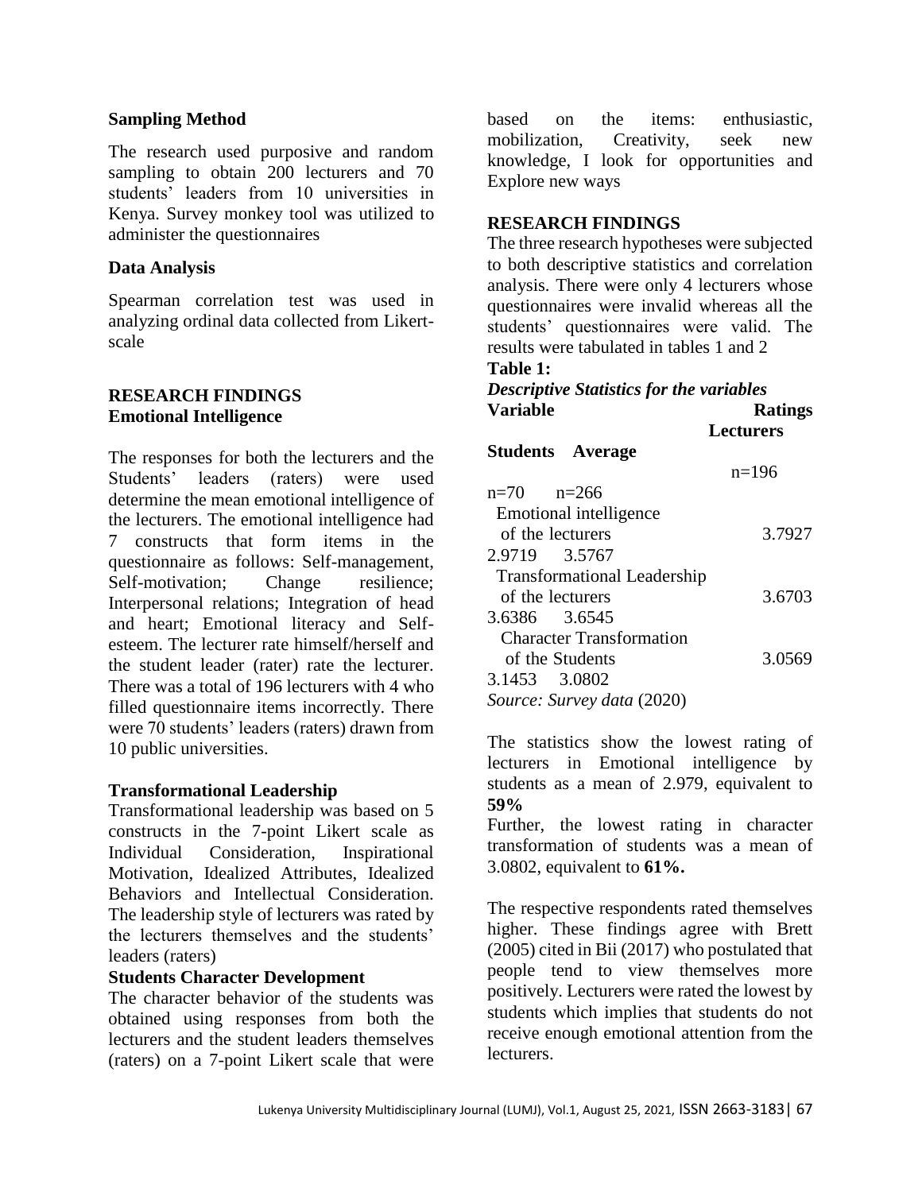### Sampling Method

The research used purposive and random sampling to obtain 200 lecturers and 70 students' leaders from 10 universities in Kenya. Survey monkey tool was utilized to administer the questionnaires

### Data Analysis

Spearman correlation test was used in analyzing ordinal data collected from Likert-scale

## RESEARCH FINDINGS

### Emotional Intelligence

The responses for both the lecturers and the Students' leaders (raters) were used determine the mean emotional intelligence of the lecturers. The emotional intelligence had 7 constructs that form items in the questionnaire as follows: Self-management, Self-motivation; Change resilience; Interpersonal relations; Integration of head and heart; Emotional literacy and Self-esteem. The lecturer rate himself/herself and the student leader (rater) rate the lecturer. There was a total of 196 lecturers with 4 who filled questionnaire items incorrectly. There were 70 students' leaders (raters) drawn from 10 public universities.

### Transformational Leadership

Transformational leadership was based on 5 constructs in the 7-point Likert scale as Individual Consideration, Inspirational Motivation, Idealized Attributes, Idealized Behaviors and Intellectual Consideration. The leadership style of lecturers was rated by the lecturers themselves and the students' leaders (raters)

### Students Character Development

The character behavior of the students was obtained using responses from both the lecturers and the student leaders themselves (raters) on a 7-point Likert scale that were based on the items: enthusiastic, mobilization, Creativity, seek new knowledge, I look for opportunities and Explore new ways

## RESEARCH FINDINGS

The three research hypotheses were subjected to both descriptive statistics and correlation analysis. There were only 4 lecturers whose questionnaires were invalid whereas all the students' questionnaires were valid. The results were tabulated in tables 1 and 2

**Table 1:**

***Descriptive Statistics for the variables***

| Variable | Ratings Lecturers n=196 | Students n=70 | Average n=266 |
|---|---|---|---|
| Emotional intelligence of the lecturers | 3.7927 | 2.9719 | 3.5767 |
| Transformational Leadership of the lecturers | 3.6703 | 3.6386 | 3.6545 |
| Character Transformation of the Students | 3.0569 | 3.1453 | 3.0802 |

*Source: Survey data* (2020)

The statistics show the lowest rating of lecturers in Emotional intelligence by students as a mean of 2.979, equivalent to **59%**

Further, the lowest rating in character transformation of students was a mean of 3.0802, equivalent to **61%.**

The respective respondents rated themselves higher. These findings agree with Brett (2005) cited in Bii (2017) who postulated that people tend to view themselves more positively. Lecturers were rated the lowest by students which implies that students do not receive enough emotional attention from the lecturers.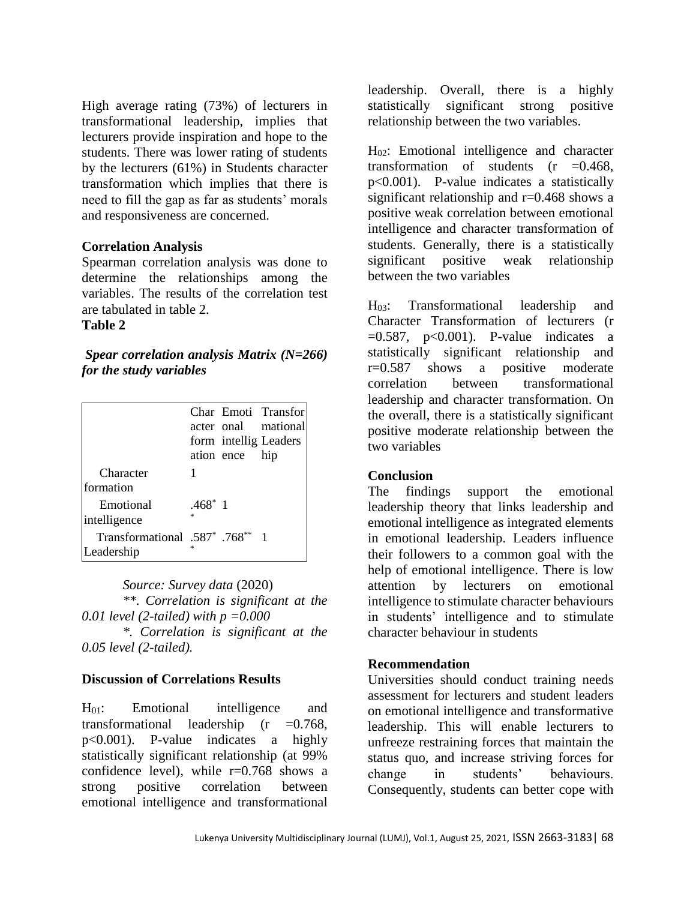High average rating (73%) of lecturers in transformational leadership, implies that lecturers provide inspiration and hope to the students. There was lower rating of students by the lecturers (61%) in Students character transformation which implies that there is need to fill the gap as far as students' morals and responsiveness are concerned.

### Correlation Analysis

Spearman correlation analysis was done to determine the relationships among the variables. The results of the correlation test are tabulated in table 2.

**Table 2**

***Spear correlation analysis Matrix (N=266) for the study variables***

| | Character formation | Emotional intelligence | Transformational Leadership |
|---|---|---|---|
| Character formation | 1 | | |
| Emotional intelligence | .468** | 1 | |
| Transformational Leadership | .587** | .768** | 1 |

*Source: Survey data* (2020)

*\*\*. Correlation is significant at the 0.01 level (2-tailed) with p =0.000*

*\*. Correlation is significant at the 0.05 level (2-tailed).*

### Discussion of Correlations Results

$H_{01}$: Emotional intelligence and transformational leadership ($r = 0.768$, $p<0.001$). P-value indicates a highly statistically significant relationship (at 99% confidence level), while r=0.768 shows a strong positive correlation between emotional intelligence and transformational leadership. Overall, there is a highly statistically significant strong positive relationship between the two variables.

$H_{02}$: Emotional intelligence and character transformation of students ($r = 0.468$, $p<0.001$). P-value indicates a statistically significant relationship and r=0.468 shows a positive weak correlation between emotional intelligence and character transformation of students. Generally, there is a statistically significant positive weak relationship between the two variables

$H_{03}$: Transformational leadership and Character Transformation of lecturers ($r = 0.587$, $p<0.001$). P-value indicates a statistically significant relationship and r=0.587 shows a positive moderate correlation between transformational leadership and character transformation. On the overall, there is a statistically significant positive moderate relationship between the two variables

### Conclusion

The findings support the emotional leadership theory that links leadership and emotional intelligence as integrated elements in emotional leadership. Leaders influence their followers to a common goal with the help of emotional intelligence. There is low attention by lecturers on emotional intelligence to stimulate character behaviours in students' intelligence and to stimulate character behaviour in students

### Recommendation

Universities should conduct training needs assessment for lecturers and student leaders on emotional intelligence and transformative leadership. This will enable lecturers to unfreeze restraining forces that maintain the status quo, and increase striving forces for change in students' behaviours. Consequently, students can better cope with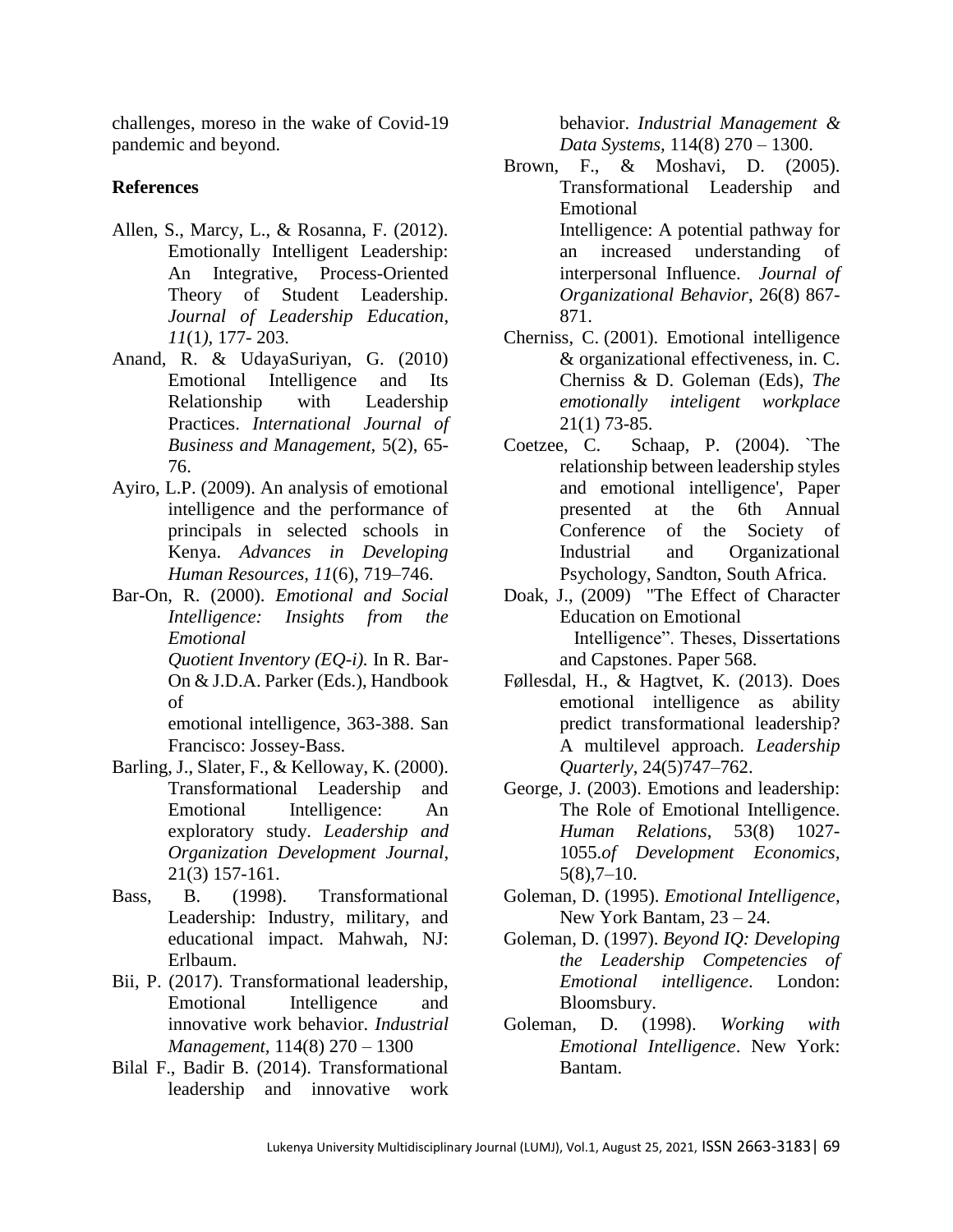challenges, moreso in the wake of Covid-19 pandemic and beyond.

## References

Allen, S., Marcy, L., & Rosanna, F. (2012). Emotionally Intelligent Leadership: An Integrative, Process-Oriented Theory of Student Leadership. *Journal of Leadership Education*, *11*(1*),* 177- 203.

Anand, R. & UdayaSuriyan, G. (2010) Emotional Intelligence and Its Relationship with Leadership Practices. *International Journal of Business and Management,* 5(2), 65-76.

Ayiro, L.P. (2009). An analysis of emotional intelligence and the performance of principals in selected schools in Kenya. *Advances in Developing Human Resources, 11*(6), 719–746.

Bar-On, R. (2000). *Emotional and Social Intelligence: Insights from the Emotional Quotient Inventory (EQ-i).* In R. Bar-On & J.D.A. Parker (Eds.), Handbook of emotional intelligence, 363-388. San Francisco: Jossey-Bass.

Barling, J., Slater, F., & Kelloway, K. (2000). Transformational Leadership and Emotional Intelligence: An exploratory study. *Leadership and Organization Development Journal*, 21(3) 157-161.

Bass, B. (1998). Transformational Leadership: Industry, military, and educational impact. Mahwah, NJ: Erlbaum.

Bii, P. (2017). Transformational leadership, Emotional Intelligence and innovative work behavior. *Industrial Management,* 114(8) 270 – 1300

Bilal F., Badir B. (2014). Transformational leadership and innovative work behavior. *Industrial Management & Data Systems,* 114(8) 270 – 1300.

Brown, F., & Moshavi, D. (2005). Transformational Leadership and Emotional Intelligence: A potential pathway for an increased understanding of interpersonal Influence. *Journal of Organizational Behavior*, 26(8) 867-871.

Cherniss, C. (2001). Emotional intelligence & organizational effectiveness, in. C. Cherniss & D. Goleman (Eds), *The emotionally inteligent workplace* 21(1) 73-85.

Coetzee, C. Schaap, P. (2004). `The relationship between leadership styles and emotional intelligence', Paper presented at the 6th Annual Conference of the Society of Industrial and Organizational Psychology, Sandton, South Africa.

Doak, J., (2009) "The Effect of Character Education on Emotional Intelligence". Theses, Dissertations and Capstones. Paper 568.

Føllesdal, H., & Hagtvet, K. (2013). Does emotional intelligence as ability predict transformational leadership? A multilevel approach. *Leadership Quarterly*, 24(5)747–762.

George, J. (2003). Emotions and leadership: The Role of Emotional Intelligence. *Human Relations*, 53(8) 1027-1055.*of Development Economics*, 5(8),7–10.

Goleman, D. (1995). *Emotional Intelligence*, New York Bantam, 23 – 24.

Goleman, D. (1997). *Beyond IQ: Developing the Leadership Competencies of Emotional intelligence*. London: Bloomsbury.

Goleman, D. (1998). *Working with Emotional Intelligence*. New York: Bantam.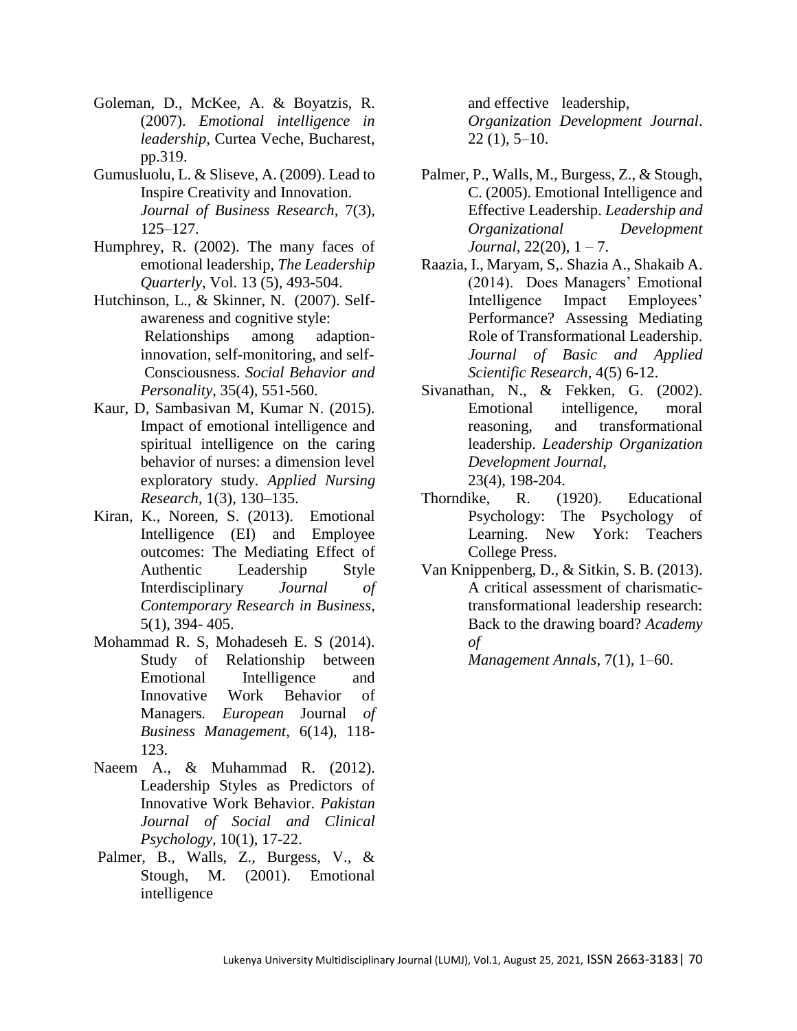Goleman, D., McKee, A. & Boyatzis, R. (2007). *Emotional intelligence in leadership*, Curtea Veche, Bucharest, pp.319.

Gumusluolu, L. & Sliseve, A. (2009). Lead to Inspire Creativity and Innovation. *Journal of Business Research*, 7(3), 125–127.

Humphrey, R. (2002). The many faces of emotional leadership, *The Leadership Quarterly*, Vol. 13 (5), 493-504.

Hutchinson, L., & Skinner, N. (2007). Self-awareness and cognitive style: Relationships among adaption-innovation, self-monitoring, and self-Consciousness. *Social Behavior and Personality*, 35(4), 551-560.

Kaur, D, Sambasivan M, Kumar N. (2015). Impact of emotional intelligence and spiritual intelligence on the caring behavior of nurses: a dimension level exploratory study. *Applied Nursing Research*, 1(3), 130–135.

Kiran, K., Noreen, S. (2013). Emotional Intelligence (EI) and Employee outcomes: The Mediating Effect of Authentic Leadership Style Interdisciplinary *Journal of Contemporary Research in Business*, 5(1), 394- 405.

Mohammad R. S, Mohadeseh E. S (2014). Study of Relationship between Emotional Intelligence and Innovative Work Behavior of Managers. *European* Journal *of Business Management*, 6(14), 118-123.

Naeem A., & Muhammad R. (2012). Leadership Styles as Predictors of Innovative Work Behavior. *Pakistan Journal of Social and Clinical Psychology*, 10(1), 17-22.

Palmer, B., Walls, Z., Burgess, V., & Stough, M. (2001). Emotional intelligence and effective leadership, *Organization Development Journal*. 22 (1), 5–10.

Palmer, P., Walls, M., Burgess, Z., & Stough, C. (2005). Emotional Intelligence and Effective Leadership. *Leadership and Organizational Development Journal*, 22(20), 1 – 7.

Raazia, I., Maryam, S,. Shazia A., Shakaib A. (2014). Does Managers' Emotional Intelligence Impact Employees' Performance? Assessing Mediating Role of Transformational Leadership. *Journal of Basic and Applied Scientific Research*, 4(5) 6-12.

Sivanathan, N., & Fekken, G. (2002). Emotional intelligence, moral reasoning, and transformational leadership. *Leadership Organization Development Journal*, 23(4), 198-204.

Thorndike, R. (1920). Educational Psychology: The Psychology of Learning. New York: Teachers College Press.

Van Knippenberg, D., & Sitkin, S. B. (2013). A critical assessment of charismatic-transformational leadership research: Back to the drawing board? *Academy of Management Annals*, 7(1), 1–60.